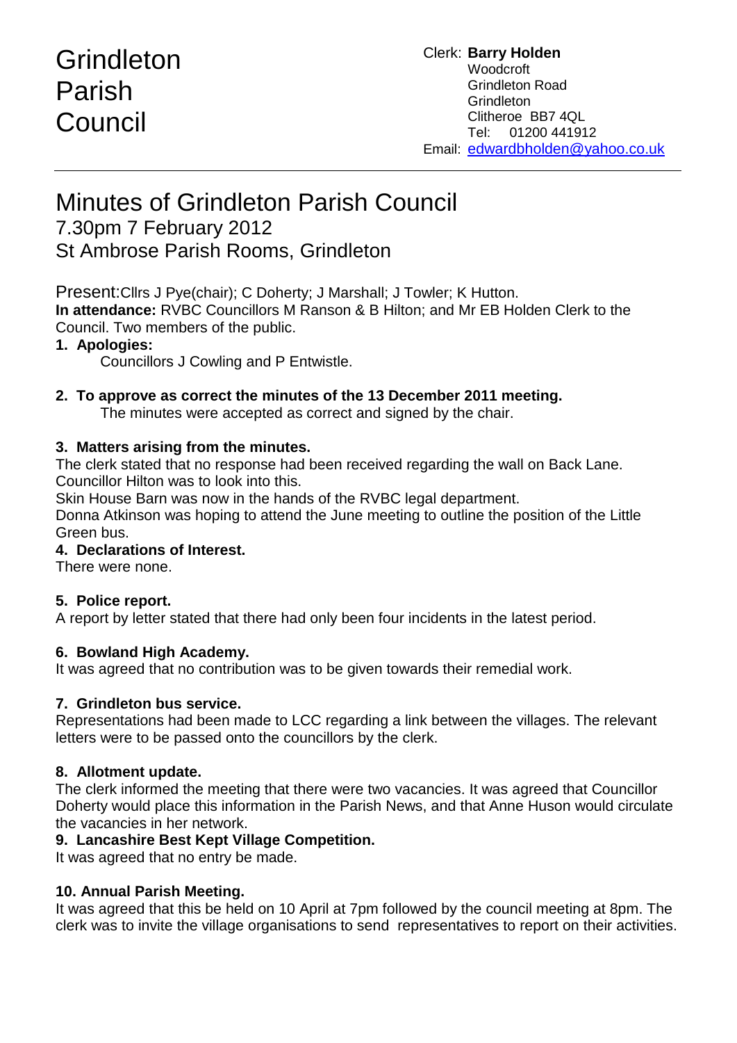# Grindleton Parish Council

Clerk: **Barry Holden**
Woodcroft
Grindleton Road
Grindleton
Clitheroe BB7 4QL
Tel: 01200 441912
Email: edwardbholden@yahoo.co.uk

---

# Minutes of Grindleton Parish Council

## 7.30pm 7 February 2012
## St Ambrose Parish Rooms, Grindleton

Present: Cllrs J Pye(chair); C Doherty; J Marshall; J Towler; K Hutton.
**In attendance:** RVBC Councillors M Ranson & B Hilton; and Mr EB Holden Clerk to the Council. Two members of the public.

**1. Apologies:**

Councillors J Cowling and P Entwistle.

**2. To approve as correct the minutes of the 13 December 2011 meeting.**

The minutes were accepted as correct and signed by the chair.

**3. Matters arising from the minutes.**

The clerk stated that no response had been received regarding the wall on Back Lane. Councillor Hilton was to look into this.
Skin House Barn was now in the hands of the RVBC legal department.
Donna Atkinson was hoping to attend the June meeting to outline the position of the Little Green bus.

**4. Declarations of Interest.**

There were none.

**5. Police report.**

A report by letter stated that there had only been four incidents in the latest period.

**6. Bowland High Academy.**

It was agreed that no contribution was to be given towards their remedial work.

**7. Grindleton bus service.**

Representations had been made to LCC regarding a link between the villages. The relevant letters were to be passed onto the councillors by the clerk.

**8. Allotment update.**

The clerk informed the meeting that there were two vacancies. It was agreed that Councillor Doherty would place this information in the Parish News, and that Anne Huson would circulate the vacancies in her network.

**9. Lancashire Best Kept Village Competition.**

It was agreed that no entry be made.

**10. Annual Parish Meeting.**

It was agreed that this be held on 10 April at 7pm followed by the council meeting at 8pm. The clerk was to invite the village organisations to send representatives to report on their activities.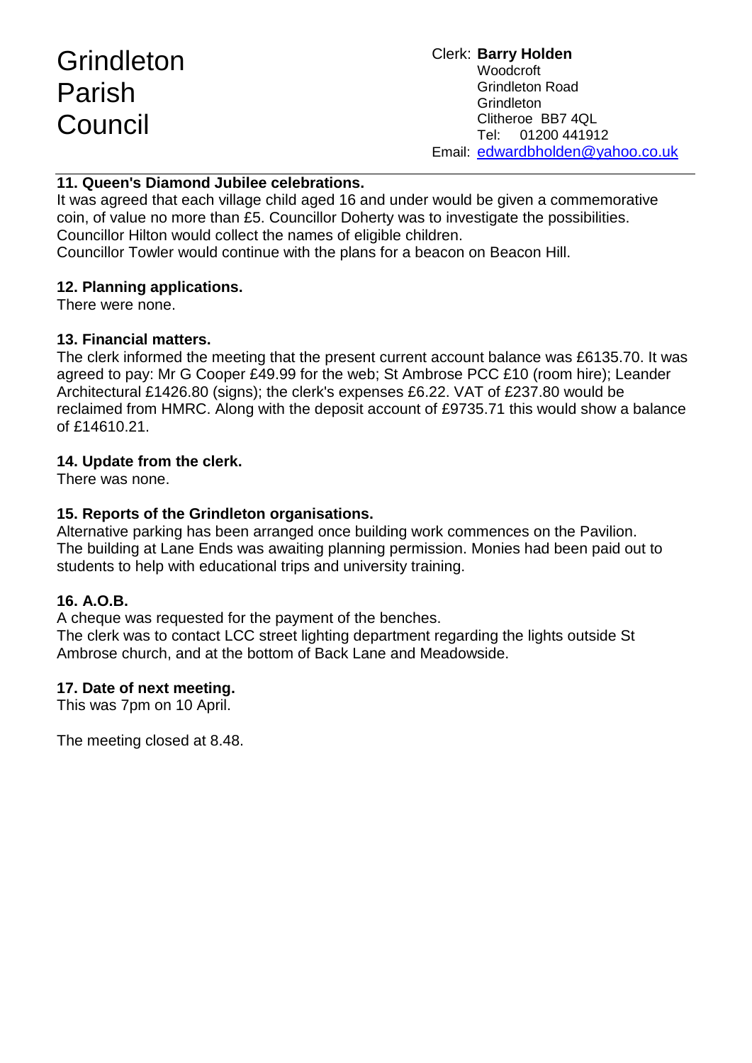# Grindleton Parish Council

Clerk: **Barry Holden**
Woodcroft
Grindleton Road
Grindleton
Clitheroe BB7 4QL
Tel: 01200 441912
Email: edwardbholden@yahoo.co.uk

**11. Queen's Diamond Jubilee celebrations.**
It was agreed that each village child aged 16 and under would be given a commemorative coin, of value no more than £5. Councillor Doherty was to investigate the possibilities. Councillor Hilton would collect the names of eligible children.
Councillor Towler would continue with the plans for a beacon on Beacon Hill.

**12. Planning applications.**
There were none.

**13. Financial matters.**
The clerk informed the meeting that the present current account balance was £6135.70. It was agreed to pay: Mr G Cooper £49.99 for the web; St Ambrose PCC £10 (room hire); Leander Architectural £1426.80 (signs); the clerk's expenses £6.22. VAT of £237.80 would be reclaimed from HMRC. Along with the deposit account of £9735.71 this would show a balance of £14610.21.

**14. Update from the clerk.**
There was none.

**15. Reports of the Grindleton organisations.**
Alternative parking has been arranged once building work commences on the Pavilion. The building at Lane Ends was awaiting planning permission. Monies had been paid out to students to help with educational trips and university training.

**16. A.O.B.**
A cheque was requested for the payment of the benches.
The clerk was to contact LCC street lighting department regarding the lights outside St Ambrose church, and at the bottom of Back Lane and Meadowside.

**17. Date of next meeting.**
This was 7pm on 10 April.

The meeting closed at 8.48.